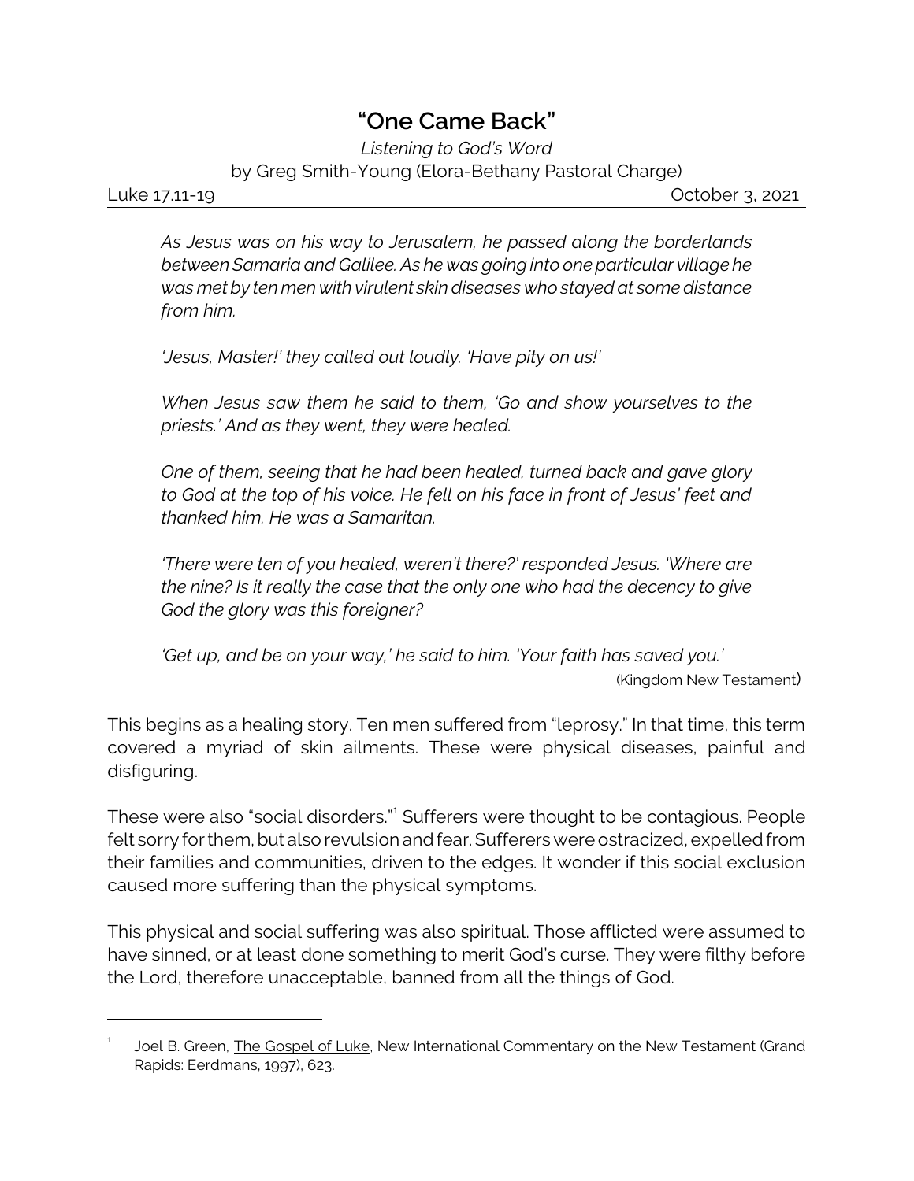# "One Came Back"

*Listening to God's Word*

by Greg Smith-Young (Elora-Bethany Pastoral Charge)

Luke 17.11-19 October 3, 2021

*As Jesus was on his way to Jerusalem, he passed along the borderlands between Samaria and Galilee. As he was going into one particular village he was met by ten men with virulent skin diseases who stayed at some distance from him.*

*'Jesus, Master!' they called out loudly. 'Have pity on us!'*

*When Jesus saw them he said to them, 'Go and show yourselves to the priests.' And as they went, they were healed.*

*One of them, seeing that he had been healed, turned back and gave glory to God at the top of his voice. He fell on his face in front of Jesus' feet and thanked him. He was a Samaritan.*

*'There were ten of you healed, weren't there?' responded Jesus. 'Where are the nine? Is it really the case that the only one who had the decency to give God the glory was this foreigner?*

*'Get up, and be on your way,' he said to him. 'Your faith has saved you.'*

(Kingdom New Testament)

This begins as a healing story. Ten men suffered from "leprosy." In that time, this term covered a myriad of skin ailments. These were physical diseases, painful and disfiguring.

These were also "social disorders."[1] Sufferers were thought to be contagious. People felt sorry for them, but also revulsion and fear. Sufferers were ostracized, expelled from their families and communities, driven to the edges. It wonder if this social exclusion caused more suffering than the physical symptoms.

This physical and social suffering was also spiritual. Those afflicted were assumed to have sinned, or at least done something to merit God's curse. They were filthy before the Lord, therefore unacceptable, banned from all the things of God.

---

[1] Joel B. Green, The Gospel of Luke, New International Commentary on the New Testament (Grand Rapids: Eerdmans, 1997), 623.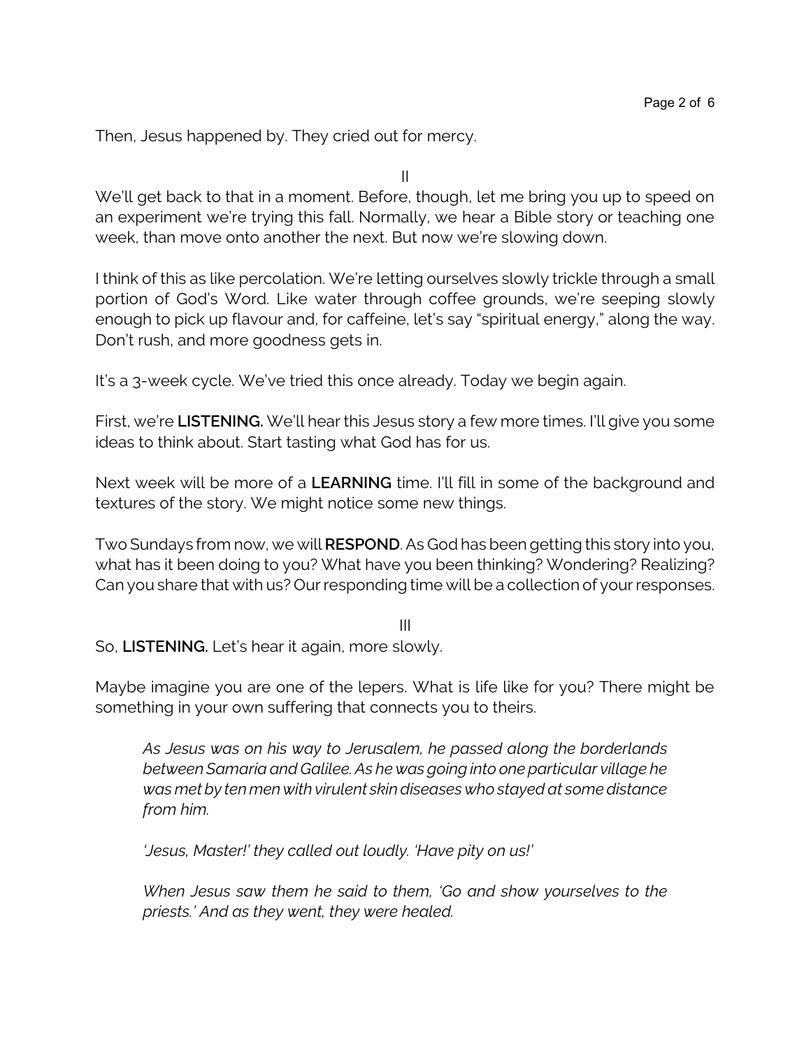Then, Jesus happened by. They cried out for mercy.

II

We'll get back to that in a moment. Before, though, let me bring you up to speed on an experiment we're trying this fall. Normally, we hear a Bible story or teaching one week, than move onto another the next. But now we're slowing down.

I think of this as like percolation. We're letting ourselves slowly trickle through a small portion of God's Word. Like water through coffee grounds, we're seeping slowly enough to pick up flavour and, for caffeine, let's say "spiritual energy," along the way. Don't rush, and more goodness gets in.

It's a 3-week cycle. We've tried this once already. Today we begin again.

First, we're **LISTENING.** We'll hear this Jesus story a few more times. I'll give you some ideas to think about. Start tasting what God has for us.

Next week will be more of a **LEARNING** time. I'll fill in some of the background and textures of the story. We might notice some new things.

Two Sundays from now, we will **RESPOND**. As God has been getting this story into you, what has it been doing to you? What have you been thinking? Wondering? Realizing? Can you share that with us? Our responding time will be a collection of your responses.

III

So, **LISTENING.** Let's hear it again, more slowly.

Maybe imagine you are one of the lepers. What is life like for you? There might be something in your own suffering that connects you to theirs.

> *As Jesus was on his way to Jerusalem, he passed along the borderlands between Samaria and Galilee. As he was going into one particular village he was met by ten men with virulent skin diseases who stayed at some distance from him.*
>
> *'Jesus, Master!' they called out loudly. 'Have pity on us!'*
>
> *When Jesus saw them he said to them, 'Go and show yourselves to the priests.' And as they went, they were healed.*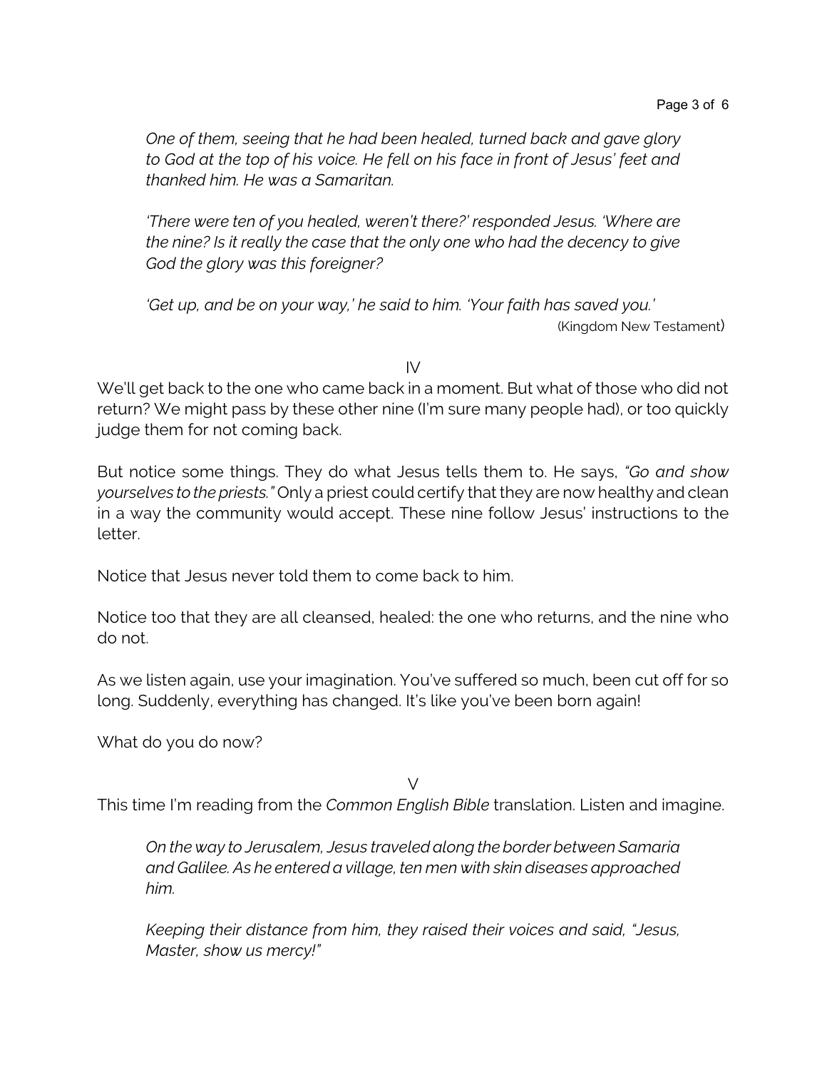> *One of them, seeing that he had been healed, turned back and gave glory to God at the top of his voice. He fell on his face in front of Jesus' feet and thanked him. He was a Samaritan.*
>
> *'There were ten of you healed, weren't there?' responded Jesus. 'Where are the nine? Is it really the case that the only one who had the decency to give God the glory was this foreigner?*
>
> *'Get up, and be on your way,' he said to him. 'Your faith has saved you.'*
>
> (Kingdom New Testament)

IV

We'll get back to the one who came back in a moment. But what of those who did not return? We might pass by these other nine (I'm sure many people had), or too quickly judge them for not coming back.

But notice some things. They do what Jesus tells them to. He says, *"Go and show yourselves to the priests."* Only a priest could certify that they are now healthy and clean in a way the community would accept. These nine follow Jesus' instructions to the letter.

Notice that Jesus never told them to come back to him.

Notice too that they are all cleansed, healed: the one who returns, and the nine who do not.

As we listen again, use your imagination. You've suffered so much, been cut off for so long. Suddenly, everything has changed. It's like you've been born again!

What do you do now?

V

This time I'm reading from the *Common English Bible* translation. Listen and imagine.

> *On the way to Jerusalem, Jesus traveled along the border between Samaria and Galilee. As he entered a village, ten men with skin diseases approached him.*
>
> *Keeping their distance from him, they raised their voices and said, "Jesus, Master, show us mercy!"*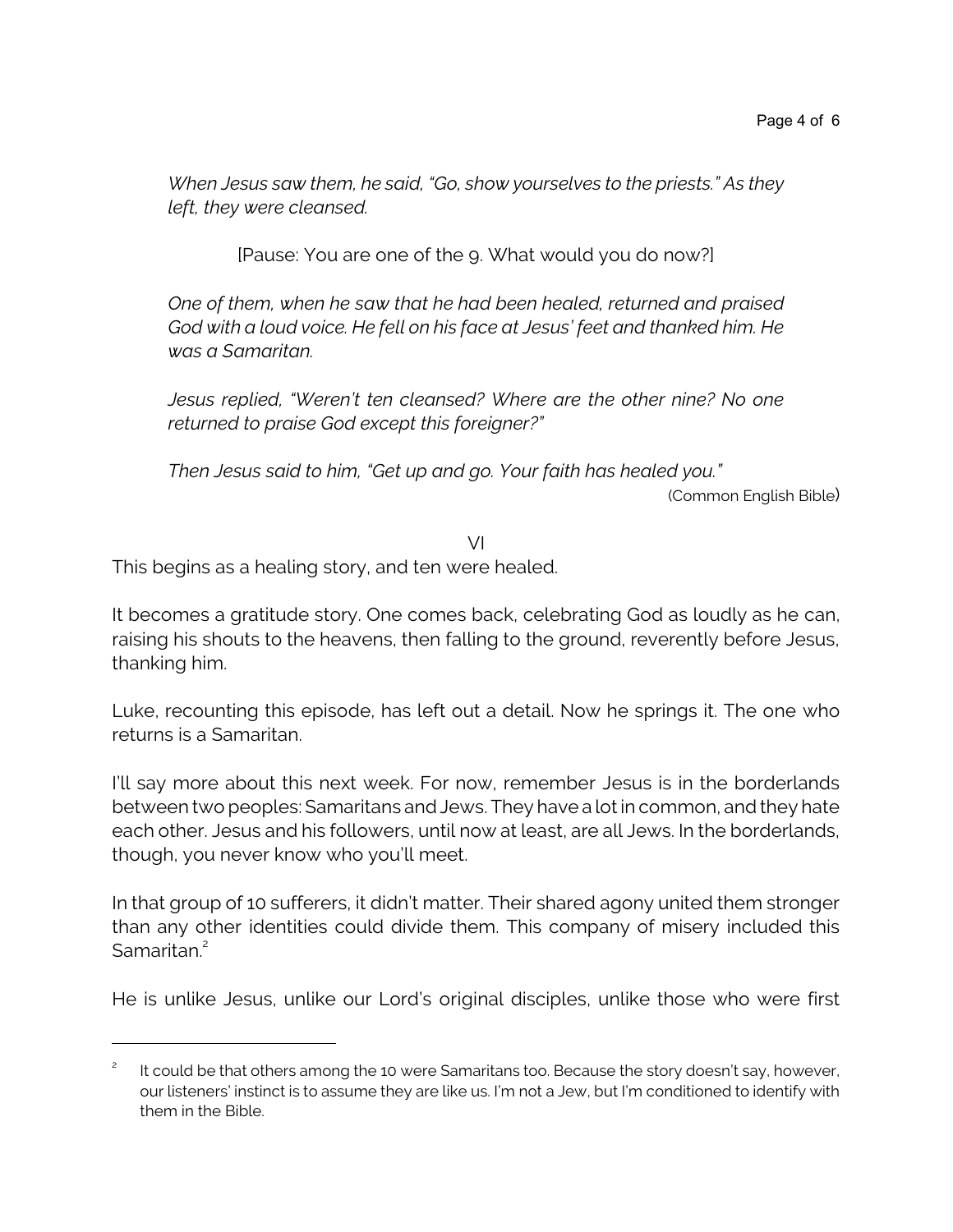*When Jesus saw them, he said, "Go, show yourselves to the priests." As they left, they were cleansed.*

[Pause: You are one of the 9. What would you do now?]

*One of them, when he saw that he had been healed, returned and praised God with a loud voice. He fell on his face at Jesus' feet and thanked him. He was a Samaritan.*

*Jesus replied, "Weren't ten cleansed? Where are the other nine? No one returned to praise God except this foreigner?"*

*Then Jesus said to him, "Get up and go. Your faith has healed you."*

(Common English Bible)

VI

This begins as a healing story, and ten were healed.

It becomes a gratitude story. One comes back, celebrating God as loudly as he can, raising his shouts to the heavens, then falling to the ground, reverently before Jesus, thanking him.

Luke, recounting this episode, has left out a detail. Now he springs it. The one who returns is a Samaritan.

I'll say more about this next week. For now, remember Jesus is in the borderlands between two peoples: Samaritans and Jews. They have a lot in common, and they hate each other. Jesus and his followers, until now at least, are all Jews. In the borderlands, though, you never know who you'll meet.

In that group of 10 sufferers, it didn't matter. Their shared agony united them stronger than any other identities could divide them. This company of misery included this Samaritan.[2]

He is unlike Jesus, unlike our Lord's original disciples, unlike those who were first

---

[2] It could be that others among the 10 were Samaritans too. Because the story doesn't say, however, our listeners' instinct is to assume they are like us. I'm not a Jew, but I'm conditioned to identify with them in the Bible.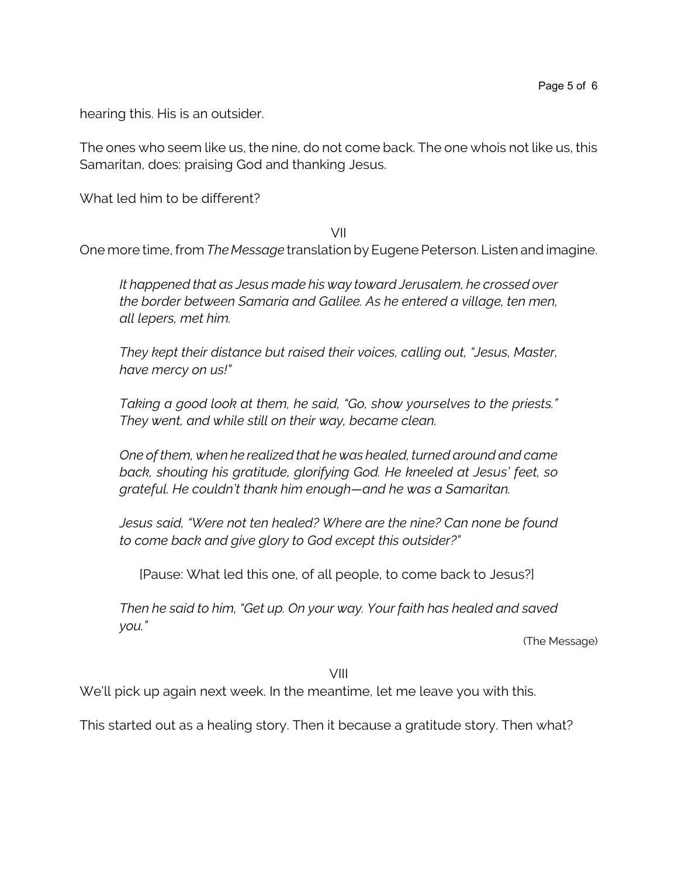hearing this. His is an outsider.

The ones who seem like us, the nine, do not come back. The one whois not like us, this Samaritan, does: praising God and thanking Jesus.

What led him to be different?

VII

One more time, from *The Message* translation by Eugene Peterson. Listen and imagine.

> *It happened that as Jesus made his way toward Jerusalem, he crossed over the border between Samaria and Galilee. As he entered a village, ten men, all lepers, met him.*
>
> *They kept their distance but raised their voices, calling out, "Jesus, Master, have mercy on us!"*
>
> *Taking a good look at them, he said, "Go, show yourselves to the priests." They went, and while still on their way, became clean.*
>
> *One of them, when he realized that he was healed, turned around and came back, shouting his gratitude, glorifying God. He kneeled at Jesus' feet, so grateful. He couldn't thank him enough—and he was a Samaritan.*
>
> *Jesus said, "Were not ten healed? Where are the nine? Can none be found to come back and give glory to God except this outsider?"*
>
> [Pause: What led this one, of all people, to come back to Jesus?]
>
> *Then he said to him, "Get up. On your way. Your faith has healed and saved you."*
>
> (The Message)

VIII

We'll pick up again next week. In the meantime, let me leave you with this.

This started out as a healing story. Then it because a gratitude story. Then what?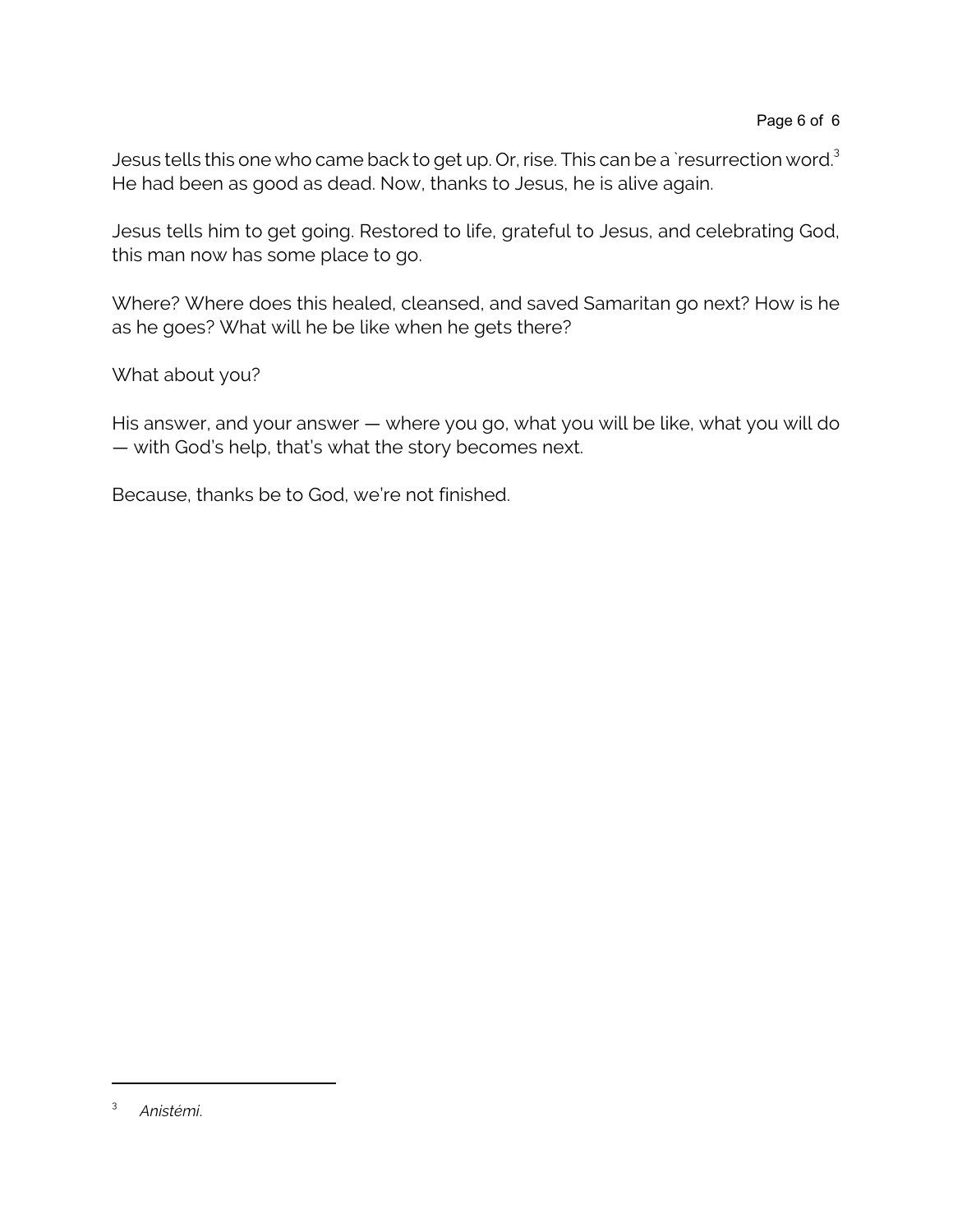Jesus tells this one who came back to get up. Or, rise. This can be a `resurrection word.[3] He had been as good as dead. Now, thanks to Jesus, he is alive again.

Jesus tells him to get going. Restored to life, grateful to Jesus, and celebrating God, this man now has some place to go.

Where? Where does this healed, cleansed, and saved Samaritan go next? How is he as he goes? What will he be like when he gets there?

What about you?

His answer, and your answer — where you go, what you will be like, what you will do — with God's help, that's what the story becomes next.

Because, thanks be to God, we're not finished.

---

[3] *Anistémi.*